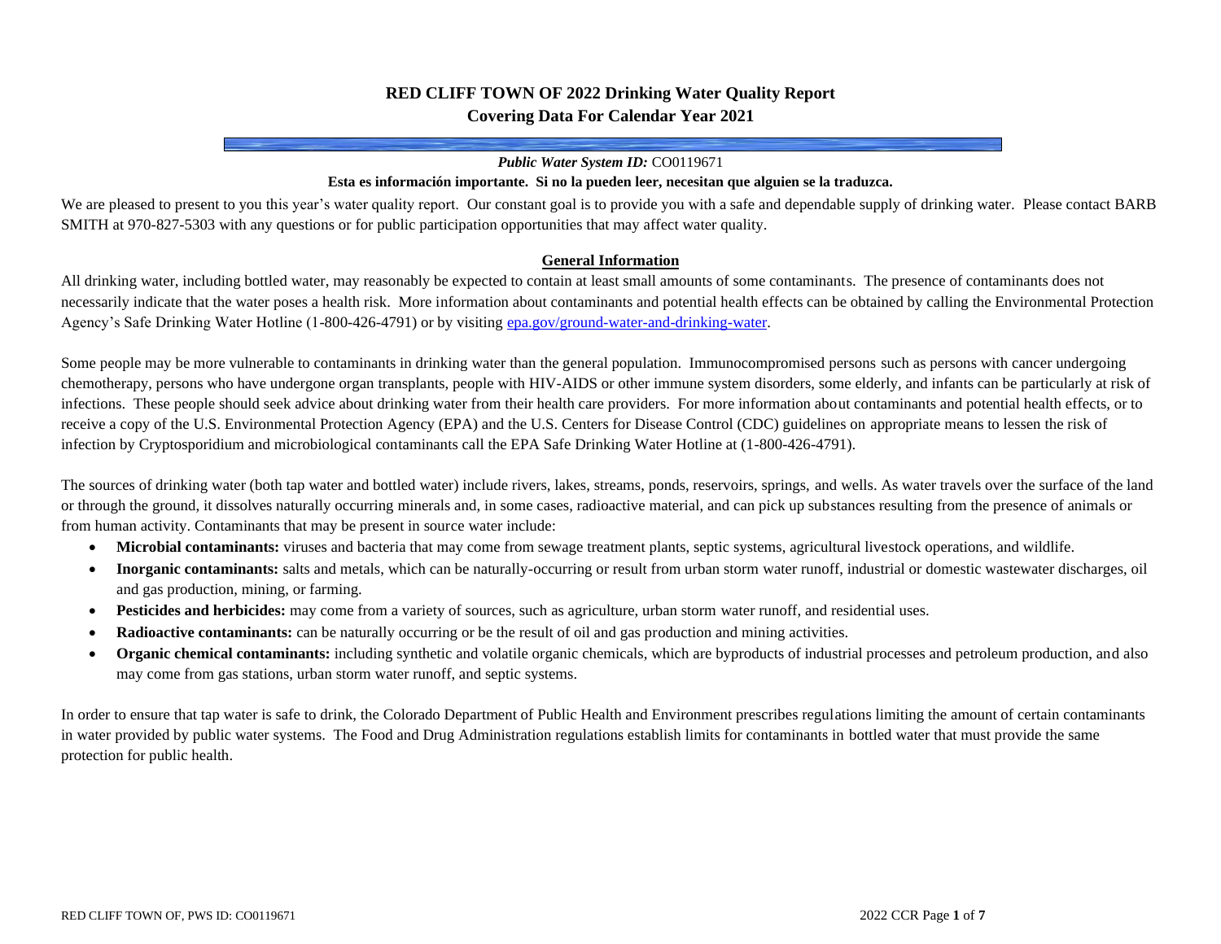# RED CLIFF TOWN OF 2022 Drinking Water Quality Report
## Covering Data For Calendar Year 2021

***Public Water System ID:*** CO0119671

**Esta es información importante. Si no la pueden leer, necesitan que alguien se la traduzca.**

We are pleased to present to you this year's water quality report. Our constant goal is to provide you with a safe and dependable supply of drinking water. Please contact BARB SMITH at 970-827-5303 with any questions or for public participation opportunities that may affect water quality.

### General Information

All drinking water, including bottled water, may reasonably be expected to contain at least small amounts of some contaminants. The presence of contaminants does not necessarily indicate that the water poses a health risk. More information about contaminants and potential health effects can be obtained by calling the Environmental Protection Agency's Safe Drinking Water Hotline (1-800-426-4791) or by visiting [epa.gov/ground-water-and-drinking-water](epa.gov/ground-water-and-drinking-water).

Some people may be more vulnerable to contaminants in drinking water than the general population. Immunocompromised persons such as persons with cancer undergoing chemotherapy, persons who have undergone organ transplants, people with HIV-AIDS or other immune system disorders, some elderly, and infants can be particularly at risk of infections. These people should seek advice about drinking water from their health care providers. For more information about contaminants and potential health effects, or to receive a copy of the U.S. Environmental Protection Agency (EPA) and the U.S. Centers for Disease Control (CDC) guidelines on appropriate means to lessen the risk of infection by Cryptosporidium and microbiological contaminants call the EPA Safe Drinking Water Hotline at (1-800-426-4791).

The sources of drinking water (both tap water and bottled water) include rivers, lakes, streams, ponds, reservoirs, springs, and wells. As water travels over the surface of the land or through the ground, it dissolves naturally occurring minerals and, in some cases, radioactive material, and can pick up substances resulting from the presence of animals or from human activity. Contaminants that may be present in source water include:

- **Microbial contaminants:** viruses and bacteria that may come from sewage treatment plants, septic systems, agricultural livestock operations, and wildlife.
- **Inorganic contaminants:** salts and metals, which can be naturally-occurring or result from urban storm water runoff, industrial or domestic wastewater discharges, oil and gas production, mining, or farming.
- **Pesticides and herbicides:** may come from a variety of sources, such as agriculture, urban storm water runoff, and residential uses.
- **Radioactive contaminants:** can be naturally occurring or be the result of oil and gas production and mining activities.
- **Organic chemical contaminants:** including synthetic and volatile organic chemicals, which are byproducts of industrial processes and petroleum production, and also may come from gas stations, urban storm water runoff, and septic systems.

In order to ensure that tap water is safe to drink, the Colorado Department of Public Health and Environment prescribes regulations limiting the amount of certain contaminants in water provided by public water systems. The Food and Drug Administration regulations establish limits for contaminants in bottled water that must provide the same protection for public health.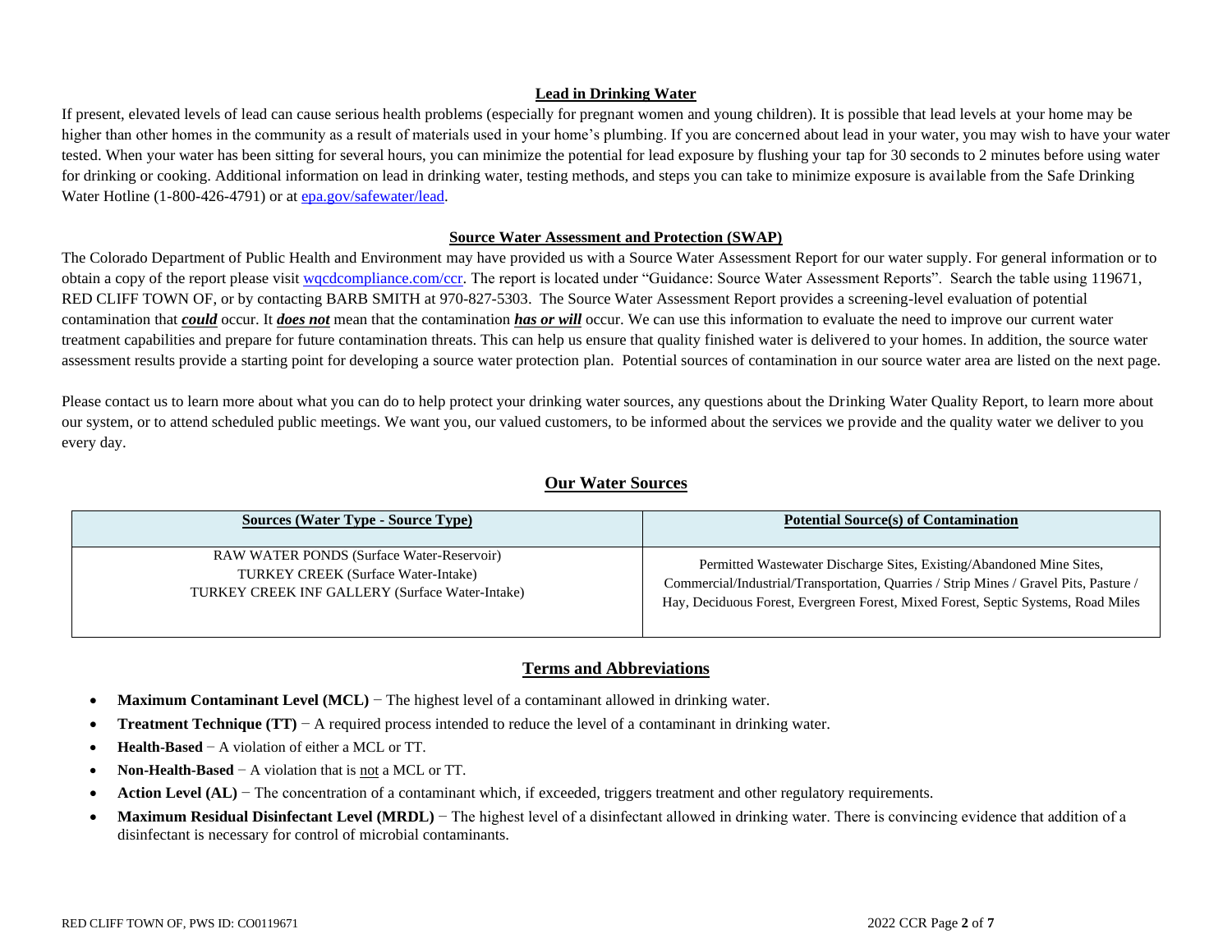## Lead in Drinking Water

If present, elevated levels of lead can cause serious health problems (especially for pregnant women and young children). It is possible that lead levels at your home may be higher than other homes in the community as a result of materials used in your home's plumbing. If you are concerned about lead in your water, you may wish to have your water tested. When your water has been sitting for several hours, you can minimize the potential for lead exposure by flushing your tap for 30 seconds to 2 minutes before using water for drinking or cooking. Additional information on lead in drinking water, testing methods, and steps you can take to minimize exposure is available from the Safe Drinking Water Hotline (1-800-426-4791) or at epa.gov/safewater/lead.

## Source Water Assessment and Protection (SWAP)

The Colorado Department of Public Health and Environment may have provided us with a Source Water Assessment Report for our water supply. For general information or to obtain a copy of the report please visit wqcdcompliance.com/ccr. The report is located under "Guidance: Source Water Assessment Reports". Search the table using 119671, RED CLIFF TOWN OF, or by contacting BARB SMITH at 970-827-5303. The Source Water Assessment Report provides a screening-level evaluation of potential contamination that ***could*** occur. It ***does not*** mean that the contamination ***has or will*** occur. We can use this information to evaluate the need to improve our current water treatment capabilities and prepare for future contamination threats. This can help us ensure that quality finished water is delivered to your homes. In addition, the source water assessment results provide a starting point for developing a source water protection plan. Potential sources of contamination in our source water area are listed on the next page.

Please contact us to learn more about what you can do to help protect your drinking water sources, any questions about the Drinking Water Quality Report, to learn more about our system, or to attend scheduled public meetings. We want you, our valued customers, to be informed about the services we provide and the quality water we deliver to you every day.

## Our Water Sources

| Sources (Water Type - Source Type) | Potential Source(s) of Contamination |
|---|---|
| RAW WATER PONDS (Surface Water-Reservoir)<br>TURKEY CREEK (Surface Water-Intake)<br>TURKEY CREEK INF GALLERY (Surface Water-Intake) | Permitted Wastewater Discharge Sites, Existing/Abandoned Mine Sites, Commercial/Industrial/Transportation, Quarries / Strip Mines / Gravel Pits, Pasture / Hay, Deciduous Forest, Evergreen Forest, Mixed Forest, Septic Systems, Road Miles |

## Terms and Abbreviations

- **Maximum Contaminant Level (MCL)** − The highest level of a contaminant allowed in drinking water.
- **Treatment Technique (TT)** − A required process intended to reduce the level of a contaminant in drinking water.
- **Health-Based** − A violation of either a MCL or TT.
- **Non-Health-Based** − A violation that is not a MCL or TT.
- **Action Level (AL)** − The concentration of a contaminant which, if exceeded, triggers treatment and other regulatory requirements.
- **Maximum Residual Disinfectant Level (MRDL)** − The highest level of a disinfectant allowed in drinking water. There is convincing evidence that addition of a disinfectant is necessary for control of microbial contaminants.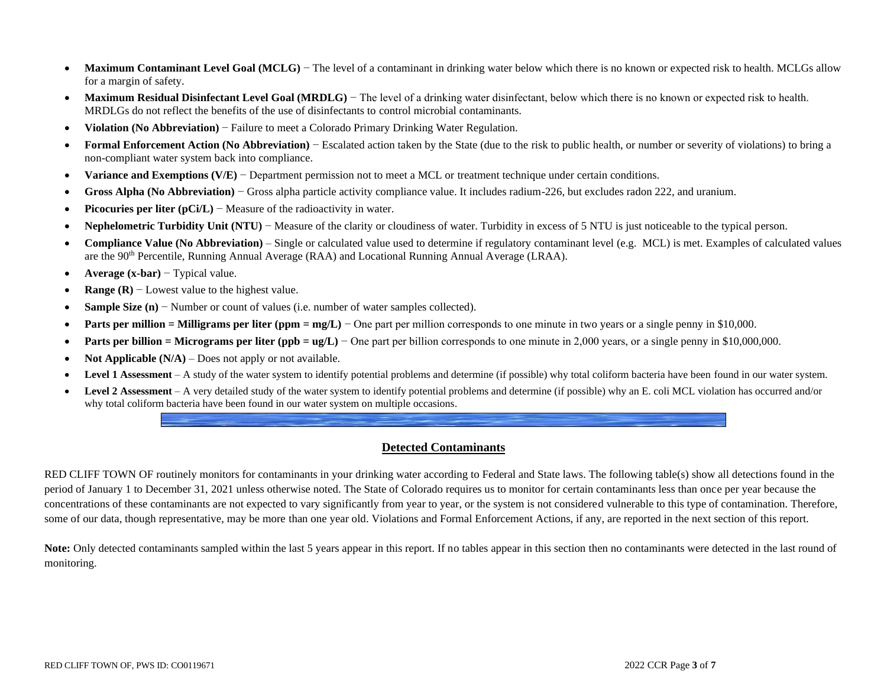- **Maximum Contaminant Level Goal (MCLG)** − The level of a contaminant in drinking water below which there is no known or expected risk to health. MCLGs allow for a margin of safety.
- **Maximum Residual Disinfectant Level Goal (MRDLG)** − The level of a drinking water disinfectant, below which there is no known or expected risk to health. MRDLGs do not reflect the benefits of the use of disinfectants to control microbial contaminants.
- **Violation (No Abbreviation)** − Failure to meet a Colorado Primary Drinking Water Regulation.
- **Formal Enforcement Action (No Abbreviation)** − Escalated action taken by the State (due to the risk to public health, or number or severity of violations) to bring a non-compliant water system back into compliance.
- **Variance and Exemptions (V/E)** − Department permission not to meet a MCL or treatment technique under certain conditions.
- **Gross Alpha (No Abbreviation)** − Gross alpha particle activity compliance value. It includes radium-226, but excludes radon 222, and uranium.
- **Picocuries per liter (pCi/L)** − Measure of the radioactivity in water.
- **Nephelometric Turbidity Unit (NTU)** − Measure of the clarity or cloudiness of water. Turbidity in excess of 5 NTU is just noticeable to the typical person.
- **Compliance Value (No Abbreviation)** – Single or calculated value used to determine if regulatory contaminant level (e.g. MCL) is met. Examples of calculated values are the 90th Percentile, Running Annual Average (RAA) and Locational Running Annual Average (LRAA).
- **Average (x-bar)** − Typical value.
- **Range (R)** − Lowest value to the highest value.
- **Sample Size (n)** − Number or count of values (i.e. number of water samples collected).
- **Parts per million = Milligrams per liter (ppm = mg/L)** − One part per million corresponds to one minute in two years or a single penny in $10,000.
- **Parts per billion = Micrograms per liter (ppb = ug/L)** − One part per billion corresponds to one minute in 2,000 years, or a single penny in $10,000,000.
- **Not Applicable (N/A)** – Does not apply or not available.
- **Level 1 Assessment** – A study of the water system to identify potential problems and determine (if possible) why total coliform bacteria have been found in our water system.
- **Level 2 Assessment** – A very detailed study of the water system to identify potential problems and determine (if possible) why an E. coli MCL violation has occurred and/or why total coliform bacteria have been found in our water system on multiple occasions.

## Detected Contaminants

RED CLIFF TOWN OF routinely monitors for contaminants in your drinking water according to Federal and State laws. The following table(s) show all detections found in the period of January 1 to December 31, 2021 unless otherwise noted. The State of Colorado requires us to monitor for certain contaminants less than once per year because the concentrations of these contaminants are not expected to vary significantly from year to year, or the system is not considered vulnerable to this type of contamination. Therefore, some of our data, though representative, may be more than one year old. Violations and Formal Enforcement Actions, if any, are reported in the next section of this report.

**Note:** Only detected contaminants sampled within the last 5 years appear in this report. If no tables appear in this section then no contaminants were detected in the last round of monitoring.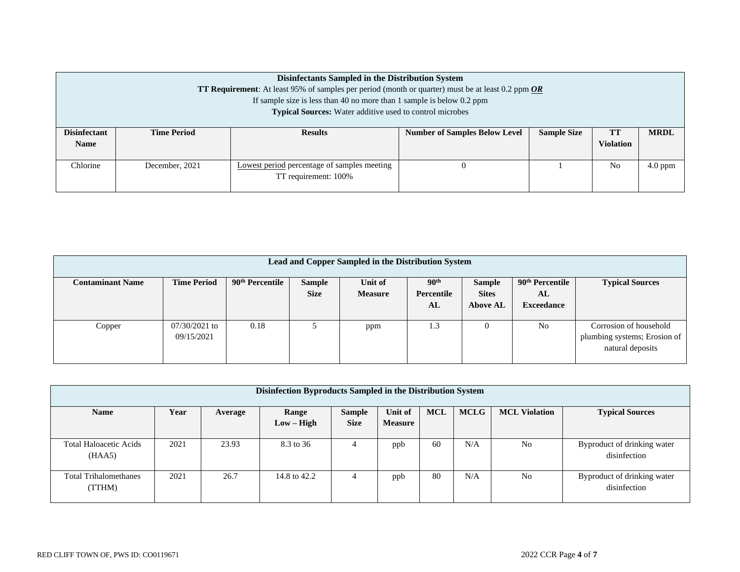| Disinfectants Sampled in the Distribution System<br>**TT Requirement**: At least 95% of samples per period (month or quarter) must be at least 0.2 ppm ***OR***<br>If sample size is less than 40 no more than 1 sample is below 0.2 ppm<br>**Typical Sources:** Water additive used to control microbes | | | | | | |
|---|---|---|---|---|---|---|
| **Disinfectant Name** | **Time Period** | **Results** | **Number of Samples Below Level** | **Sample Size** | **TT Violation** | **MRDL** |
| Chlorine | December, 2021 | Lowest period percentage of samples meeting TT requirement: 100% | 0 | 1 | No | 4.0 ppm |

| **Lead and Copper Sampled in the Distribution System** | | | | | | | | |
|---|---|---|---|---|---|---|---|---|
| **Contaminant Name** | **Time Period** | **90th Percentile** | **Sample Size** | **Unit of Measure** | **90th Percentile AL** | **Sample Sites Above AL** | **90th Percentile AL Exceedance** | **Typical Sources** |
| Copper | 07/30/2021 to 09/15/2021 | 0.18 | 5 | ppm | 1.3 | 0 | No | Corrosion of household plumbing systems; Erosion of natural deposits |

| **Disinfection Byproducts Sampled in the Distribution System** | | | | | | | | | |
|---|---|---|---|---|---|---|---|---|---|
| **Name** | **Year** | **Average** | **Range Low – High** | **Sample Size** | **Unit of Measure** | **MCL** | **MCLG** | **MCL Violation** | **Typical Sources** |
| Total Haloacetic Acids (HAA5) | 2021 | 23.93 | 8.3 to 36 | 4 | ppb | 60 | N/A | No | Byproduct of drinking water disinfection |
| Total Trihalomethanes (TTHM) | 2021 | 26.7 | 14.8 to 42.2 | 4 | ppb | 80 | N/A | No | Byproduct of drinking water disinfection |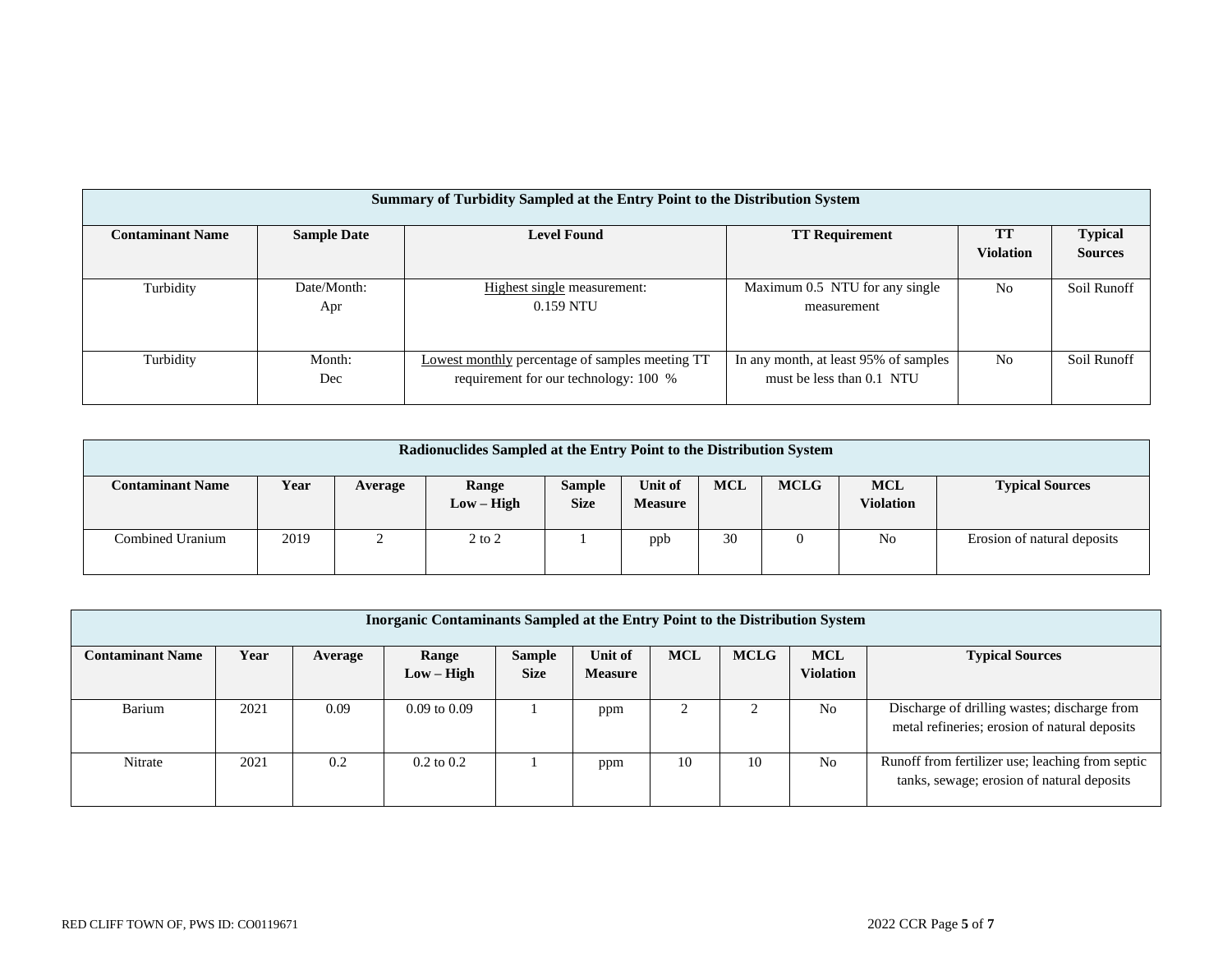| Summary of Turbidity Sampled at the Entry Point to the Distribution System | | | | | |
|---|---|---|---|---|---|
| **Contaminant Name** | **Sample Date** | **Level Found** | **TT Requirement** | **TT Violation** | **Typical Sources** |
| Turbidity | Date/Month: Apr | Highest single measurement: 0.159 NTU | Maximum 0.5 NTU for any single measurement | No | Soil Runoff |
| Turbidity | Month: Dec | Lowest monthly percentage of samples meeting TT requirement for our technology: 100 % | In any month, at least 95% of samples must be less than 0.1 NTU | No | Soil Runoff |

| Radionuclides Sampled at the Entry Point to the Distribution System | | | | | | | | | |
|---|---|---|---|---|---|---|---|---|---|
| **Contaminant Name** | **Year** | **Average** | **Range Low – High** | **Sample Size** | **Unit of Measure** | **MCL** | **MCLG** | **MCL Violation** | **Typical Sources** |
| Combined Uranium | 2019 | 2 | 2 to 2 | 1 | ppb | 30 | 0 | No | Erosion of natural deposits |

| Inorganic Contaminants Sampled at the Entry Point to the Distribution System | | | | | | | | | |
|---|---|---|---|---|---|---|---|---|---|
| **Contaminant Name** | **Year** | **Average** | **Range Low – High** | **Sample Size** | **Unit of Measure** | **MCL** | **MCLG** | **MCL Violation** | **Typical Sources** |
| Barium | 2021 | 0.09 | 0.09 to 0.09 | 1 | ppm | 2 | 2 | No | Discharge of drilling wastes; discharge from metal refineries; erosion of natural deposits |
| Nitrate | 2021 | 0.2 | 0.2 to 0.2 | 1 | ppm | 10 | 10 | No | Runoff from fertilizer use; leaching from septic tanks, sewage; erosion of natural deposits |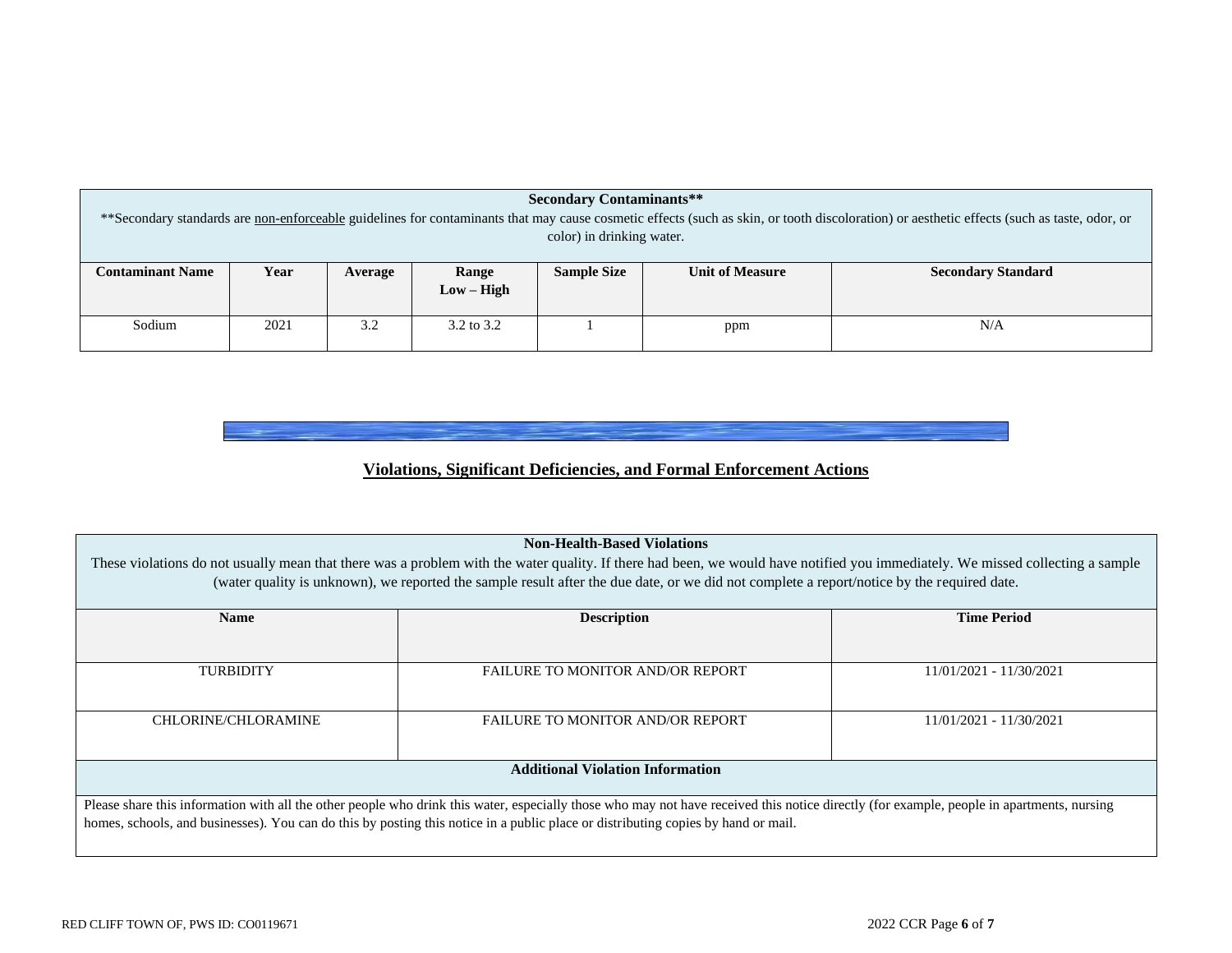| Secondary Contaminants** | | | | | | |
|---|---|---|---|---|---|---|
| **Secondary standards are non-enforceable guidelines for contaminants that may cause cosmetic effects (such as skin, or tooth discoloration) or aesthetic effects (such as taste, odor, or color) in drinking water. | | | | | | |
| **Contaminant Name** | **Year** | **Average** | **Range Low – High** | **Sample Size** | **Unit of Measure** | **Secondary Standard** |
| Sodium | 2021 | 3.2 | 3.2 to 3.2 | 1 | ppm | N/A |

## Violations, Significant Deficiencies, and Formal Enforcement Actions

| Non-Health-Based Violations | | |
|---|---|---|
| These violations do not usually mean that there was a problem with the water quality. If there had been, we would have notified you immediately. We missed collecting a sample (water quality is unknown), we reported the sample result after the due date, or we did not complete a report/notice by the required date. | | |
| **Name** | **Description** | **Time Period** |
| TURBIDITY | FAILURE TO MONITOR AND/OR REPORT | 11/01/2021 - 11/30/2021 |
| CHLORINE/CHLORAMINE | FAILURE TO MONITOR AND/OR REPORT | 11/01/2021 - 11/30/2021 |
| **Additional Violation Information** | | |
| Please share this information with all the other people who drink this water, especially those who may not have received this notice directly (for example, people in apartments, nursing homes, schools, and businesses). You can do this by posting this notice in a public place or distributing copies by hand or mail. | | |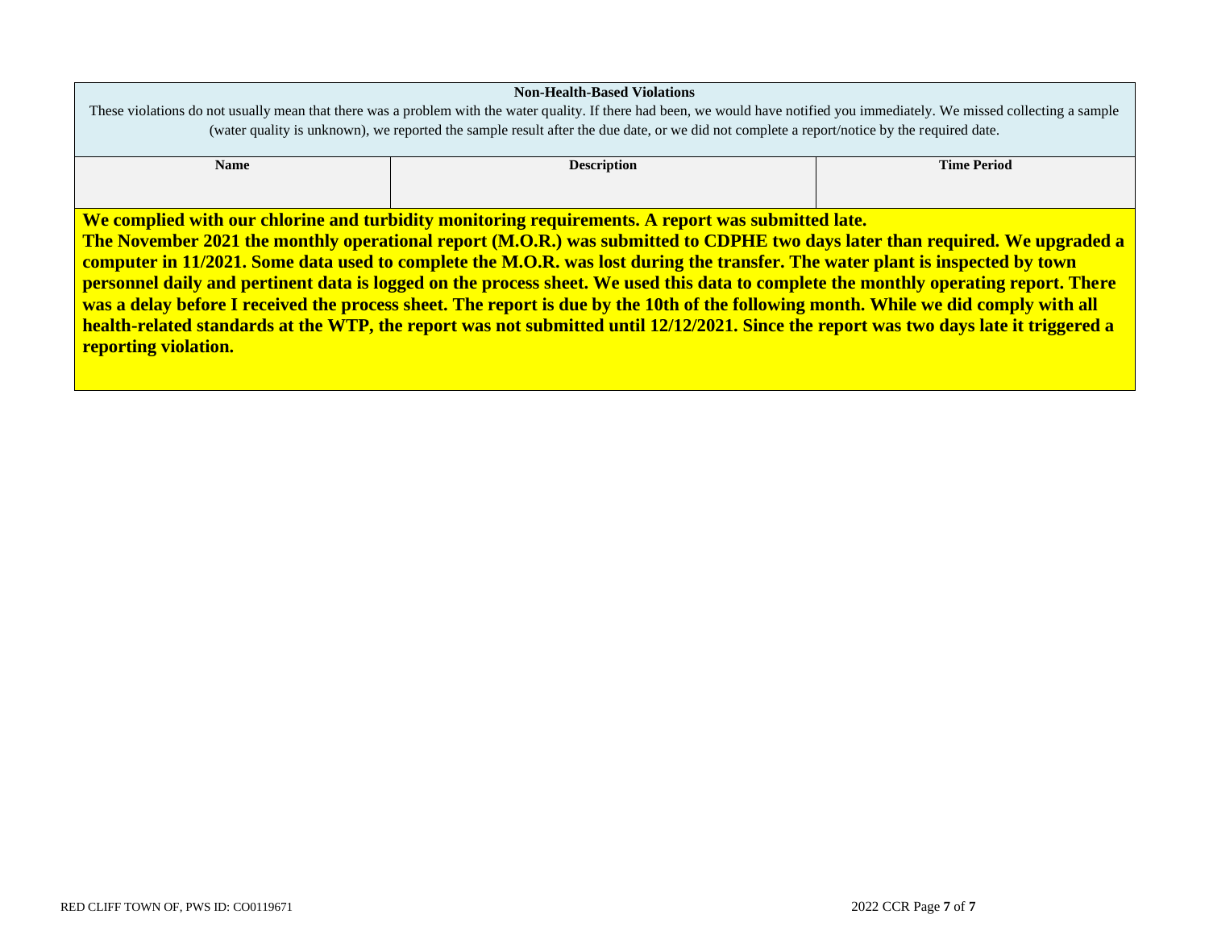**Non-Health-Based Violations**

These violations do not usually mean that there was a problem with the water quality. If there had been, we would have notified you immediately. We missed collecting a sample (water quality is unknown), we reported the sample result after the due date, or we did not complete a report/notice by the required date.

| Name | Description | Time Period |
|---|---|---|

**We complied with our chlorine and turbidity monitoring requirements. A report was submitted late.**
**The November 2021 the monthly operational report (M.O.R.) was submitted to CDPHE two days later than required. We upgraded a computer in 11/2021. Some data used to complete the M.O.R. was lost during the transfer. The water plant is inspected by town personnel daily and pertinent data is logged on the process sheet. We used this data to complete the monthly operating report. There was a delay before I received the process sheet. The report is due by the 10th of the following month. While we did comply with all health-related standards at the WTP, the report was not submitted until 12/12/2021. Since the report was two days late it triggered a reporting violation.**